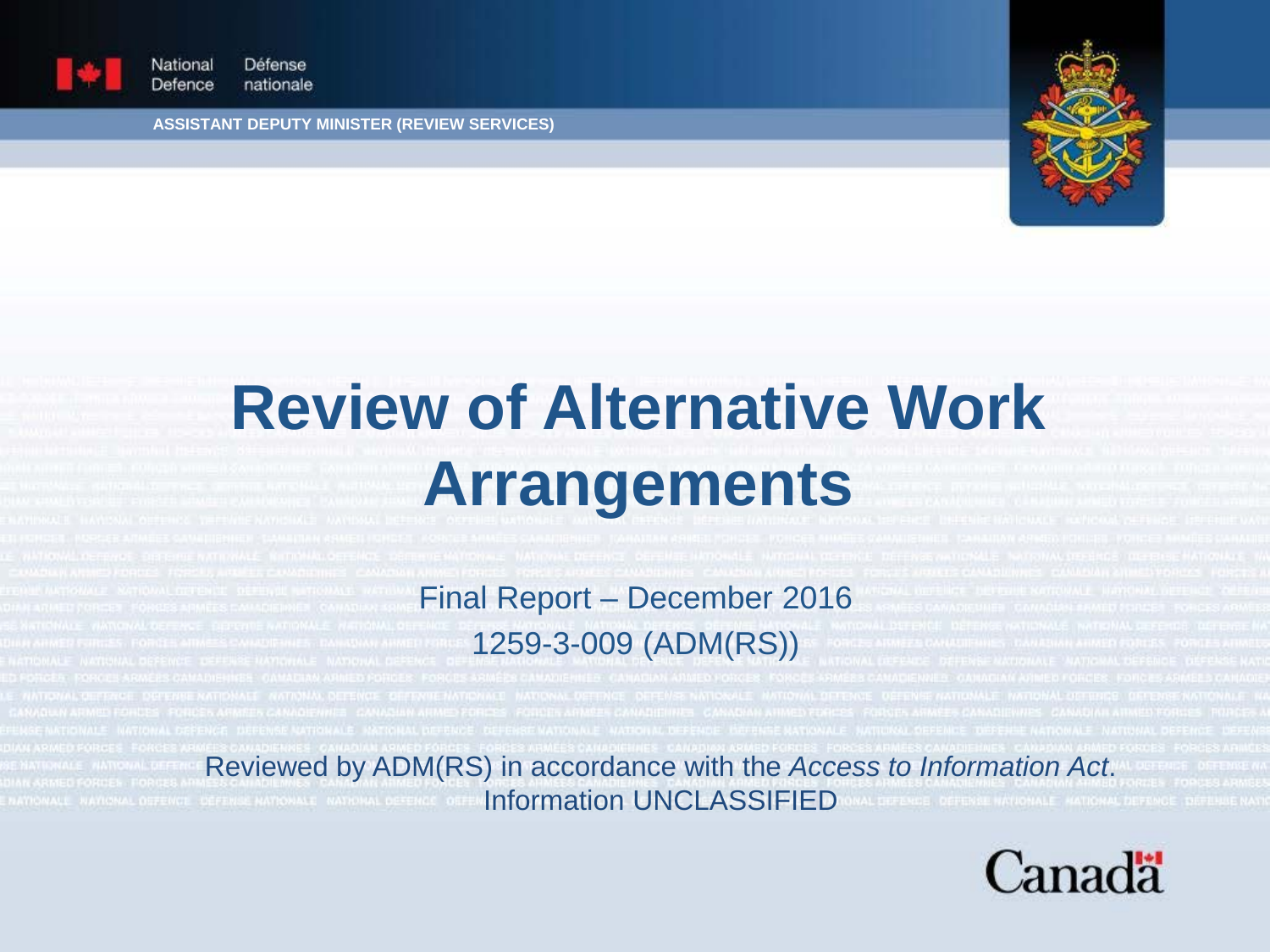National Defence | Défense nationale

ASSISTANT DEPUTY MINISTER (REVIEW SERVICES)

# Review of Alternative Work Arrangements

Final Report – December 2016

1259-3-009 (ADM(RS))

Reviewed by ADM(RS) in accordance with the *Access to Information Act*.

Information UNCLASSIFIED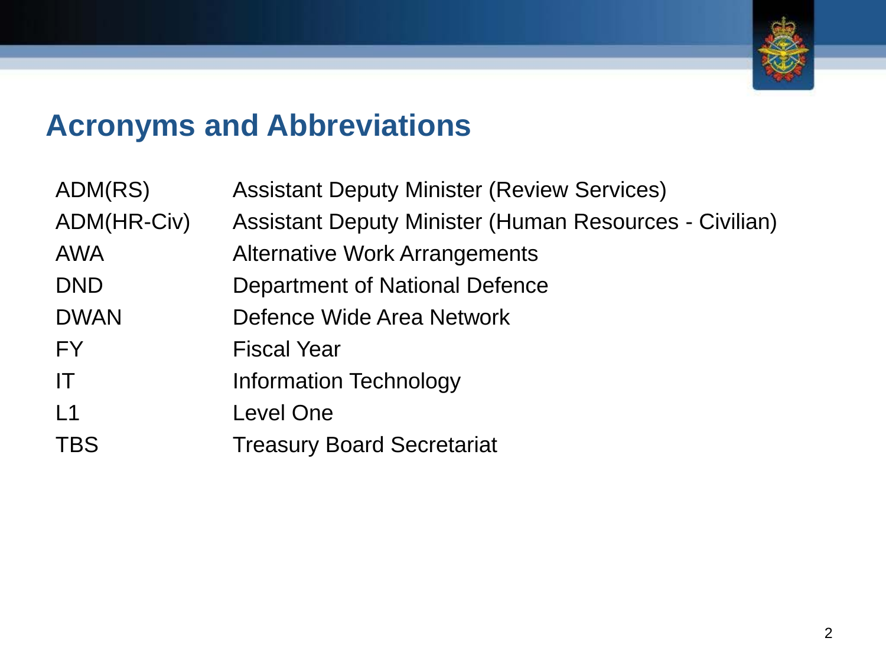# Acronyms and Abbreviations

| | |
|---|---|
| ADM(RS) | Assistant Deputy Minister (Review Services) |
| ADM(HR-Civ) | Assistant Deputy Minister (Human Resources - Civilian) |
| AWA | Alternative Work Arrangements |
| DND | Department of National Defence |
| DWAN | Defence Wide Area Network |
| FY | Fiscal Year |
| IT | Information Technology |
| L1 | Level One |
| TBS | Treasury Board Secretariat |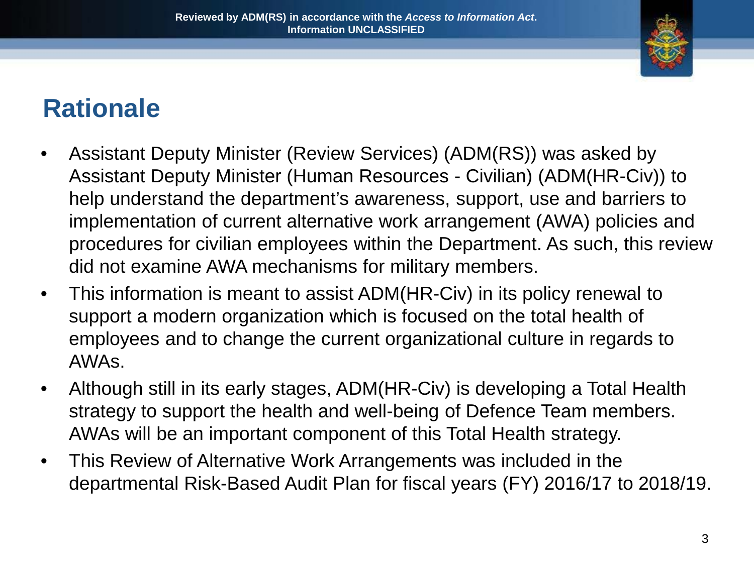# Rationale

- Assistant Deputy Minister (Review Services) (ADM(RS)) was asked by Assistant Deputy Minister (Human Resources - Civilian) (ADM(HR-Civ)) to help understand the department's awareness, support, use and barriers to implementation of current alternative work arrangement (AWA) policies and procedures for civilian employees within the Department. As such, this review did not examine AWA mechanisms for military members.
- This information is meant to assist ADM(HR-Civ) in its policy renewal to support a modern organization which is focused on the total health of employees and to change the current organizational culture in regards to AWAs.
- Although still in its early stages, ADM(HR-Civ) is developing a Total Health strategy to support the health and well-being of Defence Team members. AWAs will be an important component of this Total Health strategy.
- This Review of Alternative Work Arrangements was included in the departmental Risk-Based Audit Plan for fiscal years (FY) 2016/17 to 2018/19.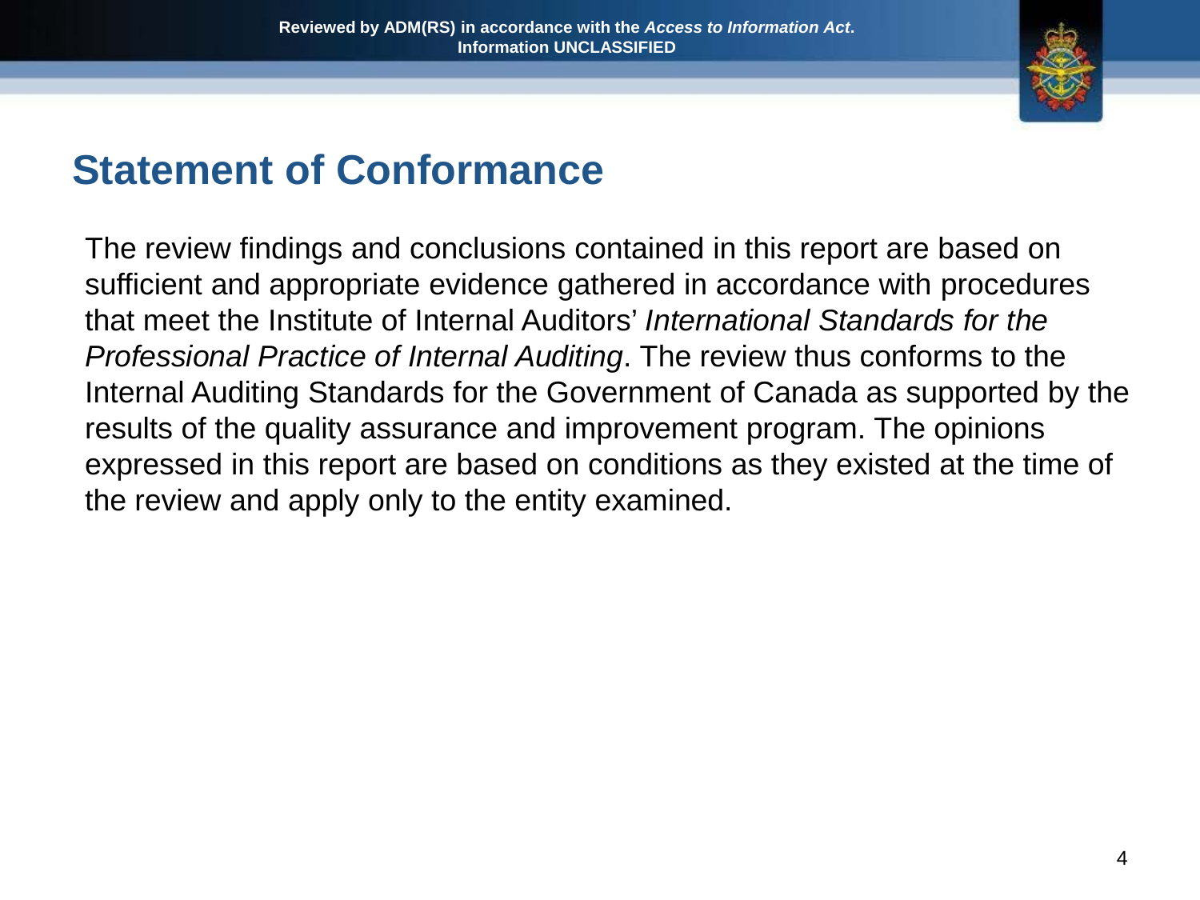## Statement of Conformance

The review findings and conclusions contained in this report are based on sufficient and appropriate evidence gathered in accordance with procedures that meet the Institute of Internal Auditors' *International Standards for the Professional Practice of Internal Auditing*. The review thus conforms to the Internal Auditing Standards for the Government of Canada as supported by the results of the quality assurance and improvement program. The opinions expressed in this report are based on conditions as they existed at the time of the review and apply only to the entity examined.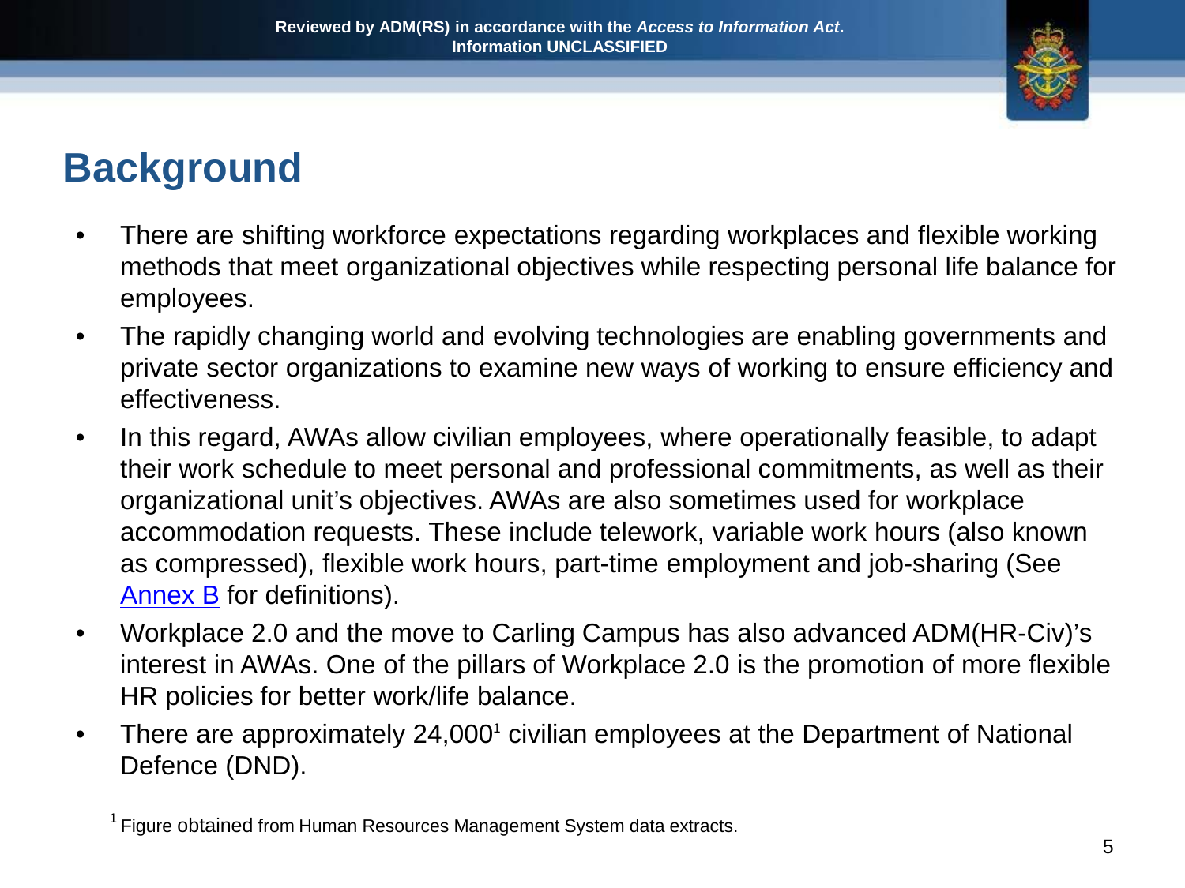Reviewed by ADM(RS) in accordance with the *Access to Information Act*.
Information UNCLASSIFIED

# Background

- There are shifting workforce expectations regarding workplaces and flexible working methods that meet organizational objectives while respecting personal life balance for employees.
- The rapidly changing world and evolving technologies are enabling governments and private sector organizations to examine new ways of working to ensure efficiency and effectiveness.
- In this regard, AWAs allow civilian employees, where operationally feasible, to adapt their work schedule to meet personal and professional commitments, as well as their organizational unit's objectives. AWAs are also sometimes used for workplace accommodation requests. These include telework, variable work hours (also known as compressed), flexible work hours, part-time employment and job-sharing (See Annex B for definitions).
- Workplace 2.0 and the move to Carling Campus has also advanced ADM(HR-Civ)'s interest in AWAs. One of the pillars of Workplace 2.0 is the promotion of more flexible HR policies for better work/life balance.
- There are approximately 24,000[1] civilian employees at the Department of National Defence (DND).

[1] Figure obtained from Human Resources Management System data extracts.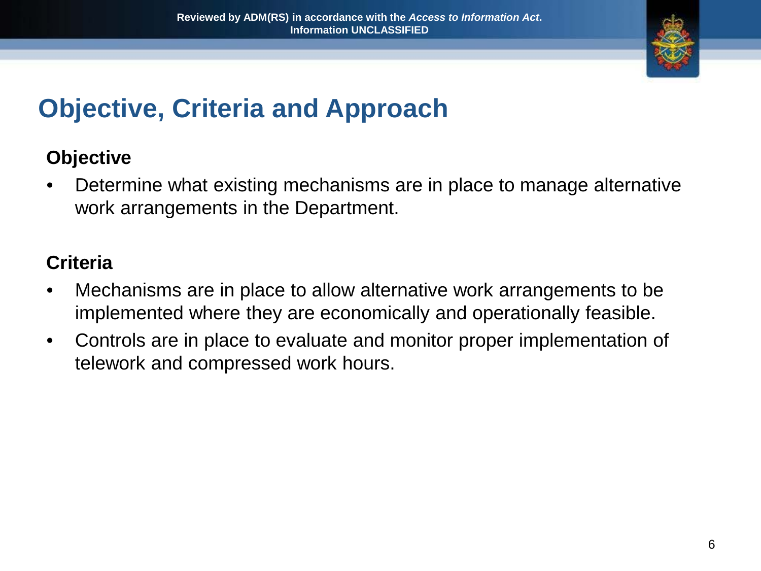# Objective, Criteria and Approach

**Objective**

- Determine what existing mechanisms are in place to manage alternative work arrangements in the Department.

**Criteria**

- Mechanisms are in place to allow alternative work arrangements to be implemented where they are economically and operationally feasible.
- Controls are in place to evaluate and monitor proper implementation of telework and compressed work hours.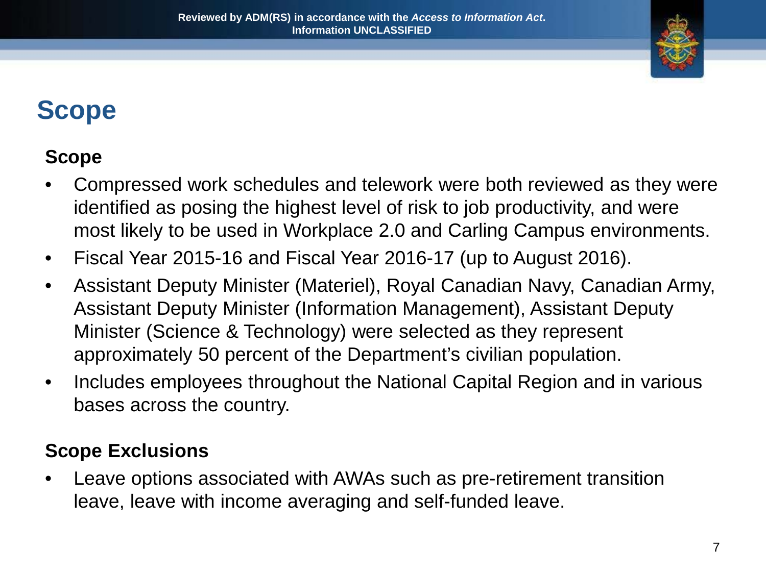# Scope

## Scope

- Compressed work schedules and telework were both reviewed as they were identified as posing the highest level of risk to job productivity, and were most likely to be used in Workplace 2.0 and Carling Campus environments.
- Fiscal Year 2015-16 and Fiscal Year 2016-17 (up to August 2016).
- Assistant Deputy Minister (Materiel), Royal Canadian Navy, Canadian Army, Assistant Deputy Minister (Information Management), Assistant Deputy Minister (Science & Technology) were selected as they represent approximately 50 percent of the Department's civilian population.
- Includes employees throughout the National Capital Region and in various bases across the country.

## Scope Exclusions

- Leave options associated with AWAs such as pre-retirement transition leave, leave with income averaging and self-funded leave.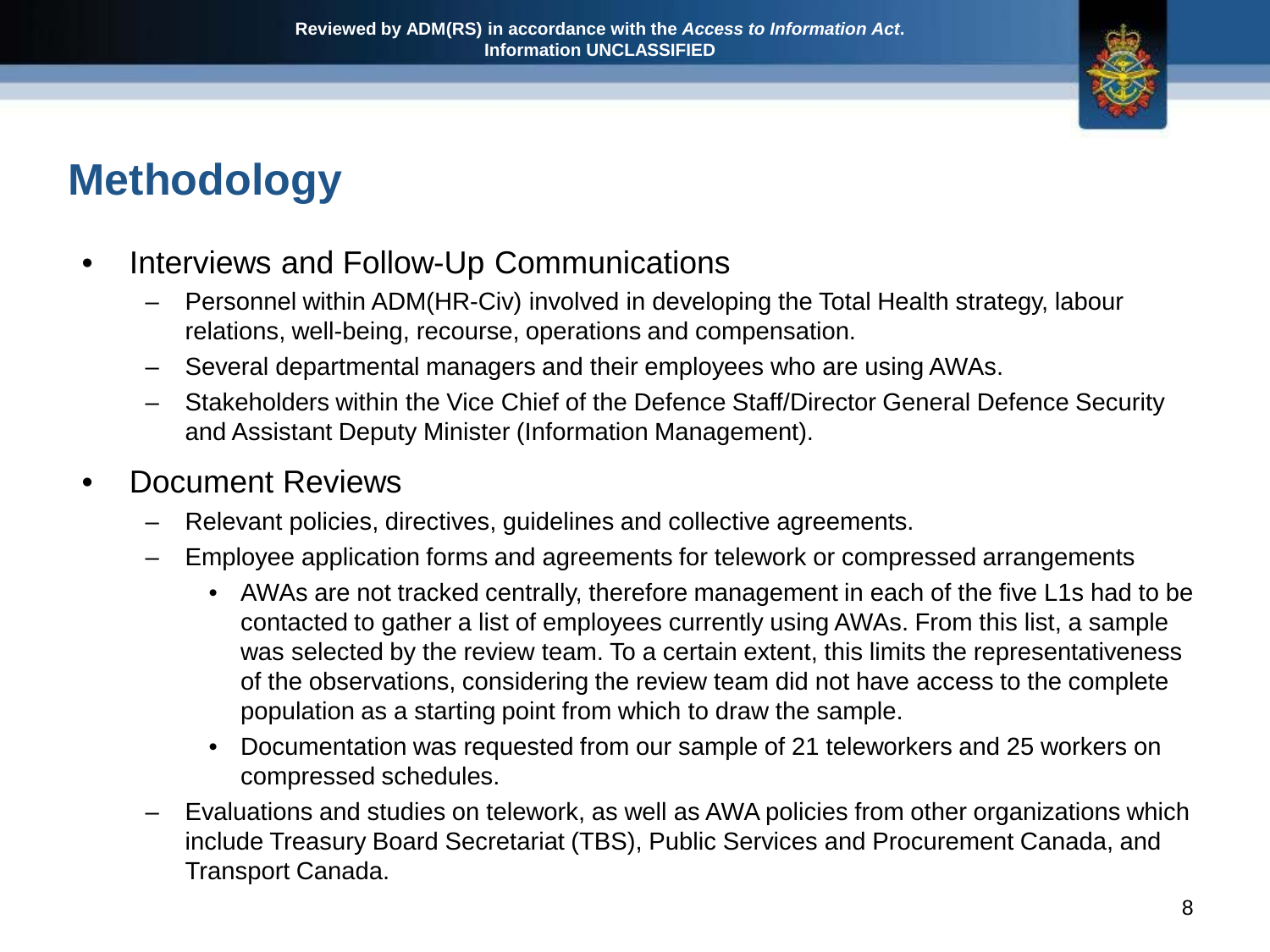# Methodology

- Interviews and Follow-Up Communications
  - Personnel within ADM(HR-Civ) involved in developing the Total Health strategy, labour relations, well-being, recourse, operations and compensation.
  - Several departmental managers and their employees who are using AWAs.
  - Stakeholders within the Vice Chief of the Defence Staff/Director General Defence Security and Assistant Deputy Minister (Information Management).
- Document Reviews
  - Relevant policies, directives, guidelines and collective agreements.
  - Employee application forms and agreements for telework or compressed arrangements
    - AWAs are not tracked centrally, therefore management in each of the five L1s had to be contacted to gather a list of employees currently using AWAs. From this list, a sample was selected by the review team. To a certain extent, this limits the representativeness of the observations, considering the review team did not have access to the complete population as a starting point from which to draw the sample.
    - Documentation was requested from our sample of 21 teleworkers and 25 workers on compressed schedules.
  - Evaluations and studies on telework, as well as AWA policies from other organizations which include Treasury Board Secretariat (TBS), Public Services and Procurement Canada, and Transport Canada.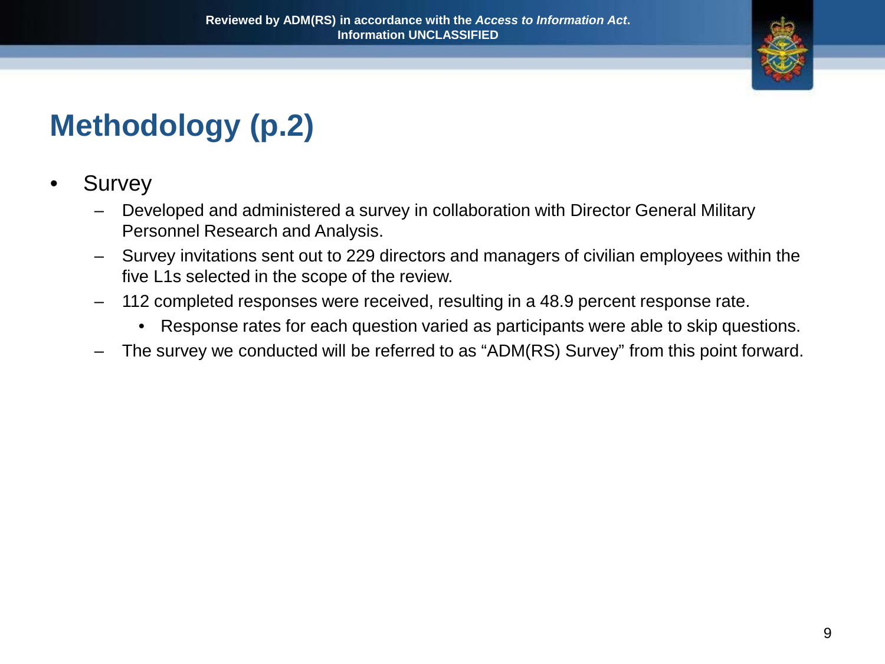# Methodology (p.2)

- Survey
  - Developed and administered a survey in collaboration with Director General Military Personnel Research and Analysis.
  - Survey invitations sent out to 229 directors and managers of civilian employees within the five L1s selected in the scope of the review.
  - 112 completed responses were received, resulting in a 48.9 percent response rate.
    - Response rates for each question varied as participants were able to skip questions.
  - The survey we conducted will be referred to as "ADM(RS) Survey" from this point forward.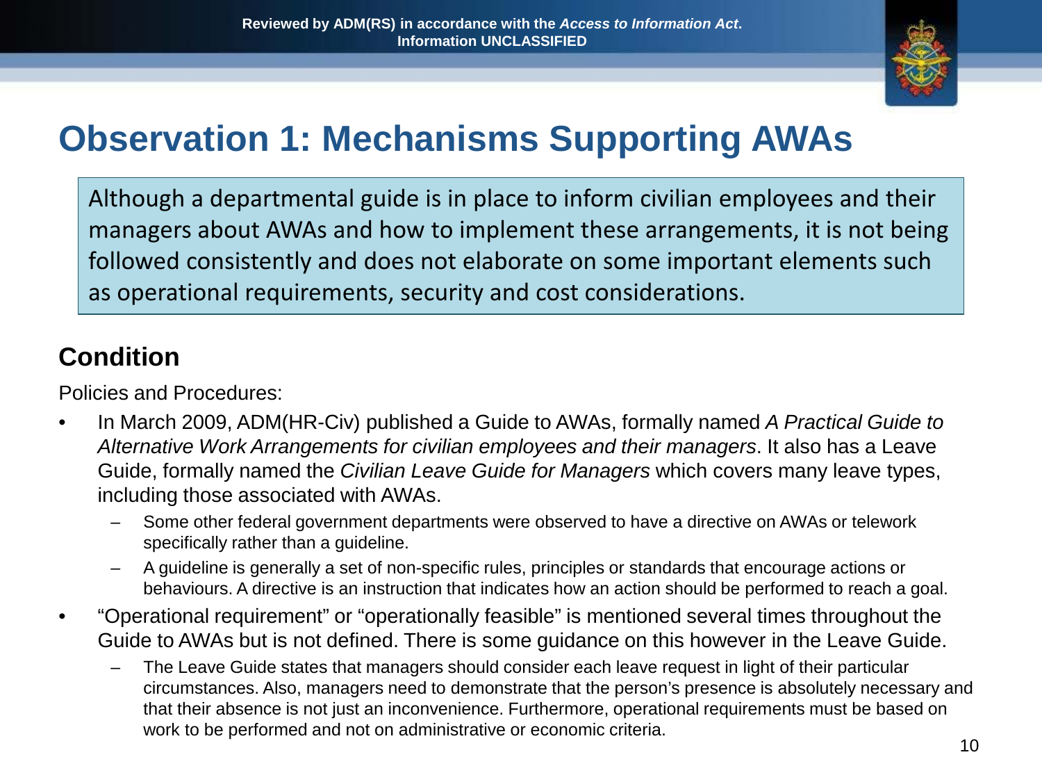# Observation 1: Mechanisms Supporting AWAs

Although a departmental guide is in place to inform civilian employees and their managers about AWAs and how to implement these arrangements, it is not being followed consistently and does not elaborate on some important elements such as operational requirements, security and cost considerations.

## Condition

Policies and Procedures:

- In March 2009, ADM(HR-Civ) published a Guide to AWAs, formally named *A Practical Guide to Alternative Work Arrangements for civilian employees and their managers*. It also has a Leave Guide, formally named the *Civilian Leave Guide for Managers* which covers many leave types, including those associated with AWAs.
  - Some other federal government departments were observed to have a directive on AWAs or telework specifically rather than a guideline.
  - A guideline is generally a set of non-specific rules, principles or standards that encourage actions or behaviours. A directive is an instruction that indicates how an action should be performed to reach a goal.
- "Operational requirement" or "operationally feasible" is mentioned several times throughout the Guide to AWAs but is not defined. There is some guidance on this however in the Leave Guide.
  - The Leave Guide states that managers should consider each leave request in light of their particular circumstances. Also, managers need to demonstrate that the person's presence is absolutely necessary and that their absence is not just an inconvenience. Furthermore, operational requirements must be based on work to be performed and not on administrative or economic criteria.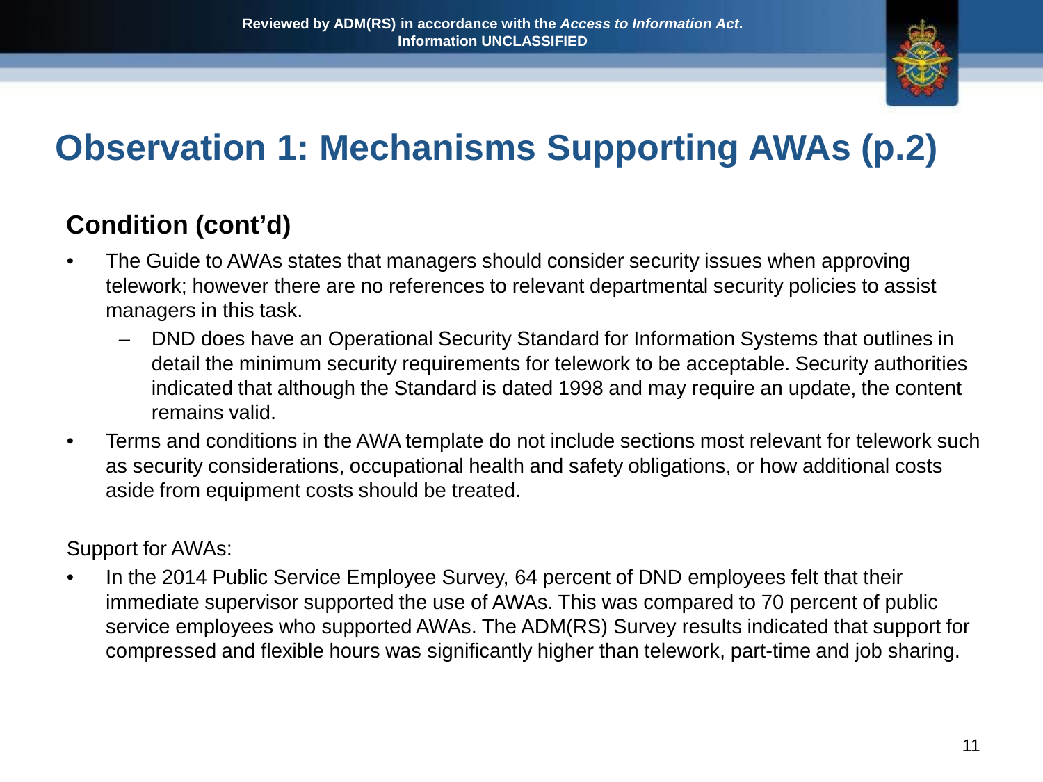# Observation 1: Mechanisms Supporting AWAs (p.2)

## Condition (cont'd)

- The Guide to AWAs states that managers should consider security issues when approving telework; however there are no references to relevant departmental security policies to assist managers in this task.
  - DND does have an Operational Security Standard for Information Systems that outlines in detail the minimum security requirements for telework to be acceptable. Security authorities indicated that although the Standard is dated 1998 and may require an update, the content remains valid.
- Terms and conditions in the AWA template do not include sections most relevant for telework such as security considerations, occupational health and safety obligations, or how additional costs aside from equipment costs should be treated.

Support for AWAs:

- In the 2014 Public Service Employee Survey, 64 percent of DND employees felt that their immediate supervisor supported the use of AWAs. This was compared to 70 percent of public service employees who supported AWAs. The ADM(RS) Survey results indicated that support for compressed and flexible hours was significantly higher than telework, part-time and job sharing.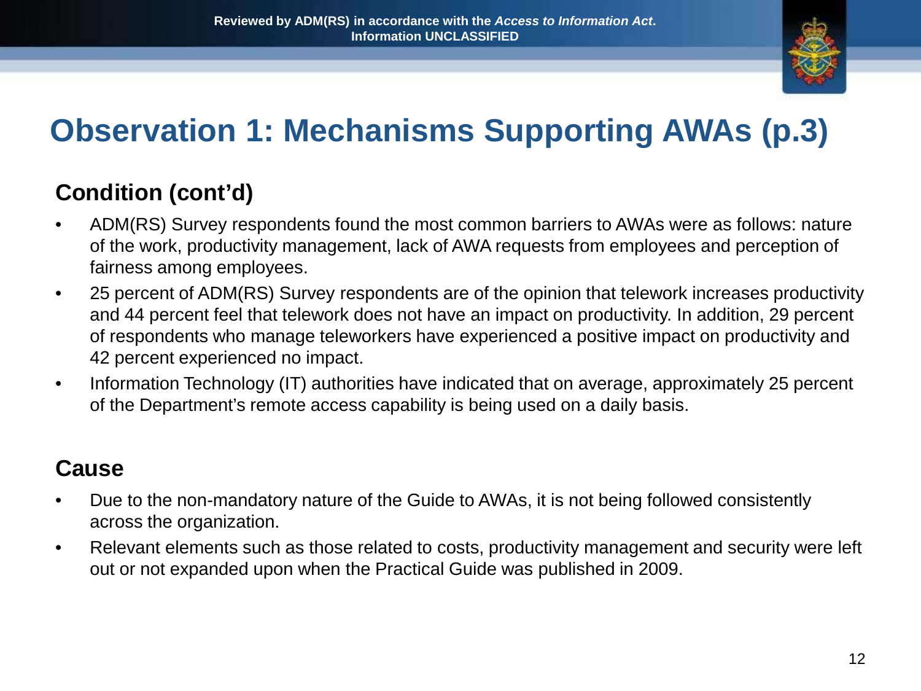# Observation 1: Mechanisms Supporting AWAs (p.3)

## Condition (cont'd)

- ADM(RS) Survey respondents found the most common barriers to AWAs were as follows: nature of the work, productivity management, lack of AWA requests from employees and perception of fairness among employees.
- 25 percent of ADM(RS) Survey respondents are of the opinion that telework increases productivity and 44 percent feel that telework does not have an impact on productivity. In addition, 29 percent of respondents who manage teleworkers have experienced a positive impact on productivity and 42 percent experienced no impact.
- Information Technology (IT) authorities have indicated that on average, approximately 25 percent of the Department's remote access capability is being used on a daily basis.

## Cause

- Due to the non-mandatory nature of the Guide to AWAs, it is not being followed consistently across the organization.
- Relevant elements such as those related to costs, productivity management and security were left out or not expanded upon when the Practical Guide was published in 2009.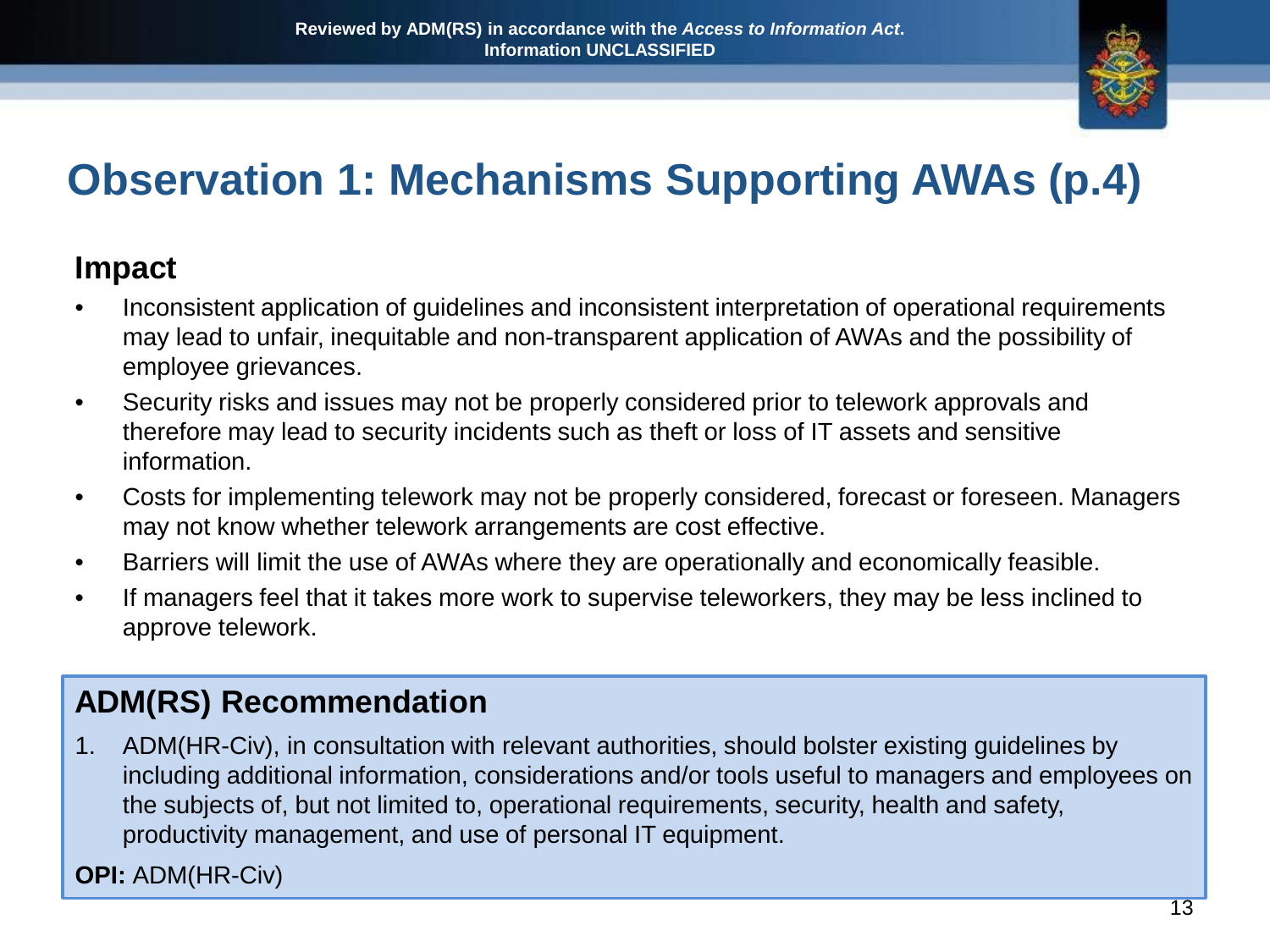# Observation 1: Mechanisms Supporting AWAs (p.4)

## Impact

- Inconsistent application of guidelines and inconsistent interpretation of operational requirements may lead to unfair, inequitable and non-transparent application of AWAs and the possibility of employee grievances.
- Security risks and issues may not be properly considered prior to telework approvals and therefore may lead to security incidents such as theft or loss of IT assets and sensitive information.
- Costs for implementing telework may not be properly considered, forecast or foreseen. Managers may not know whether telework arrangements are cost effective.
- Barriers will limit the use of AWAs where they are operationally and economically feasible.
- If managers feel that it takes more work to supervise teleworkers, they may be less inclined to approve telework.

## ADM(RS) Recommendation

1. ADM(HR-Civ), in consultation with relevant authorities, should bolster existing guidelines by including additional information, considerations and/or tools useful to managers and employees on the subjects of, but not limited to, operational requirements, security, health and safety, productivity management, and use of personal IT equipment.

**OPI:** ADM(HR-Civ)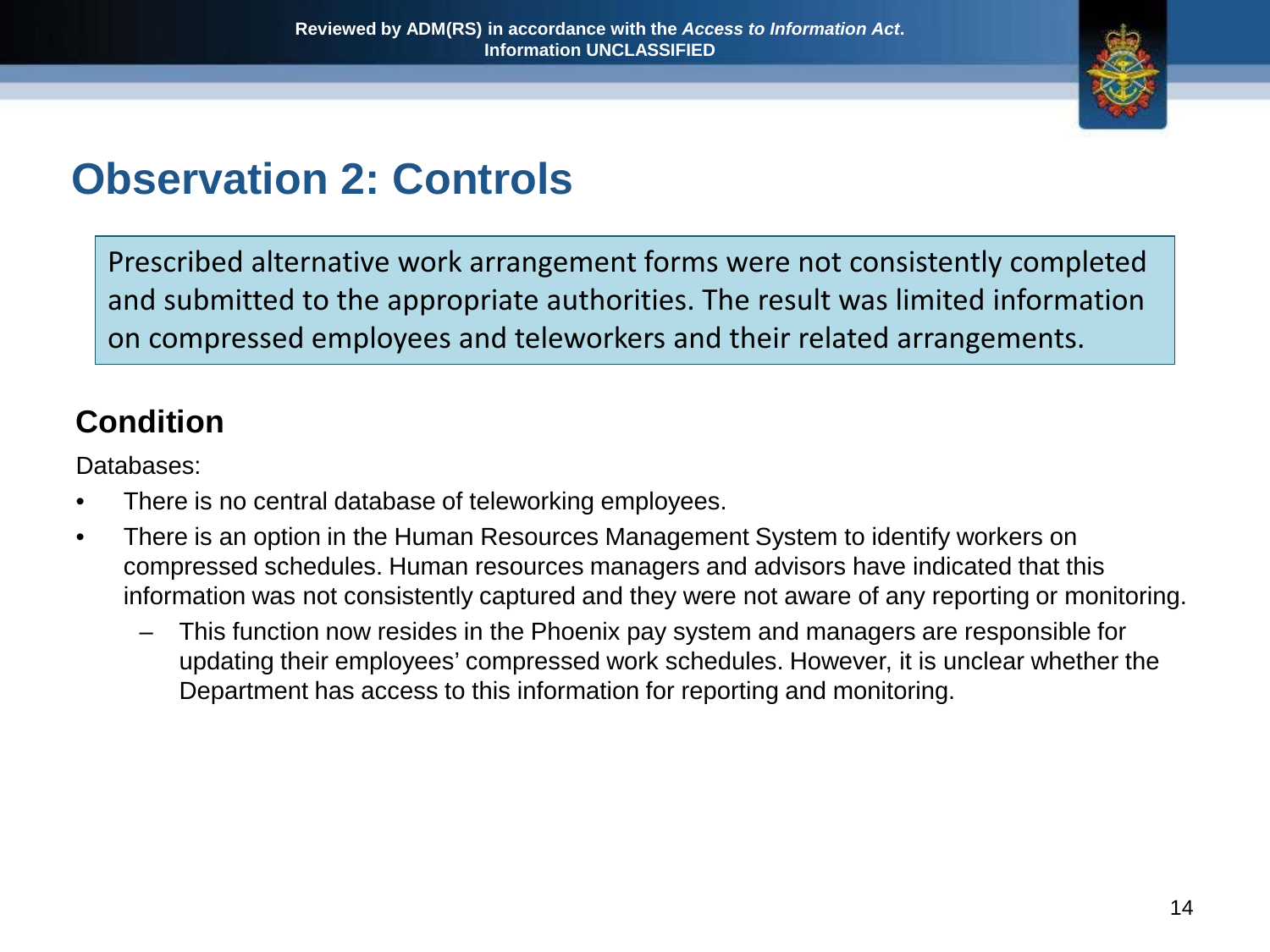# Observation 2: Controls

Prescribed alternative work arrangement forms were not consistently completed and submitted to the appropriate authorities. The result was limited information on compressed employees and teleworkers and their related arrangements.

## Condition

Databases:

- There is no central database of teleworking employees.
- There is an option in the Human Resources Management System to identify workers on compressed schedules. Human resources managers and advisors have indicated that this information was not consistently captured and they were not aware of any reporting or monitoring.
  - This function now resides in the Phoenix pay system and managers are responsible for updating their employees' compressed work schedules. However, it is unclear whether the Department has access to this information for reporting and monitoring.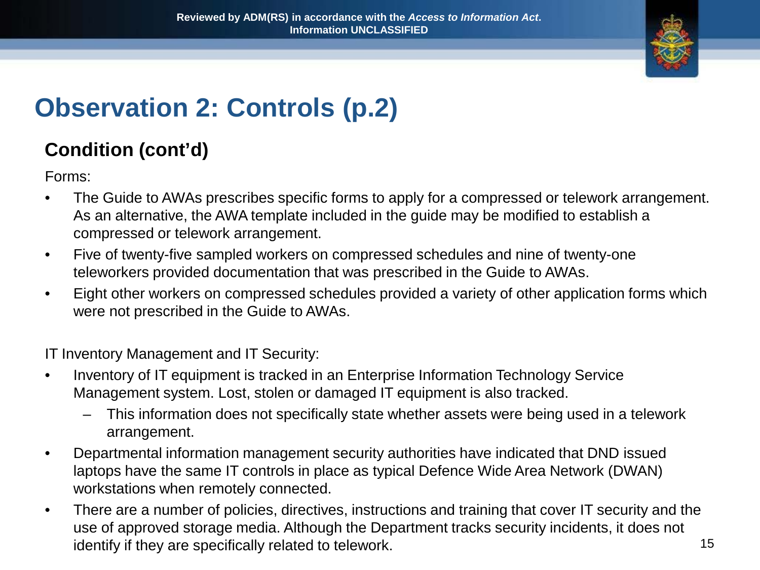# Observation 2: Controls (p.2)

## Condition (cont'd)

Forms:

- The Guide to AWAs prescribes specific forms to apply for a compressed or telework arrangement. As an alternative, the AWA template included in the guide may be modified to establish a compressed or telework arrangement.
- Five of twenty-five sampled workers on compressed schedules and nine of twenty-one teleworkers provided documentation that was prescribed in the Guide to AWAs.
- Eight other workers on compressed schedules provided a variety of other application forms which were not prescribed in the Guide to AWAs.

IT Inventory Management and IT Security:

- Inventory of IT equipment is tracked in an Enterprise Information Technology Service Management system. Lost, stolen or damaged IT equipment is also tracked.
  - This information does not specifically state whether assets were being used in a telework arrangement.
- Departmental information management security authorities have indicated that DND issued laptops have the same IT controls in place as typical Defence Wide Area Network (DWAN) workstations when remotely connected.
- There are a number of policies, directives, instructions and training that cover IT security and the use of approved storage media. Although the Department tracks security incidents, it does not identify if they are specifically related to telework.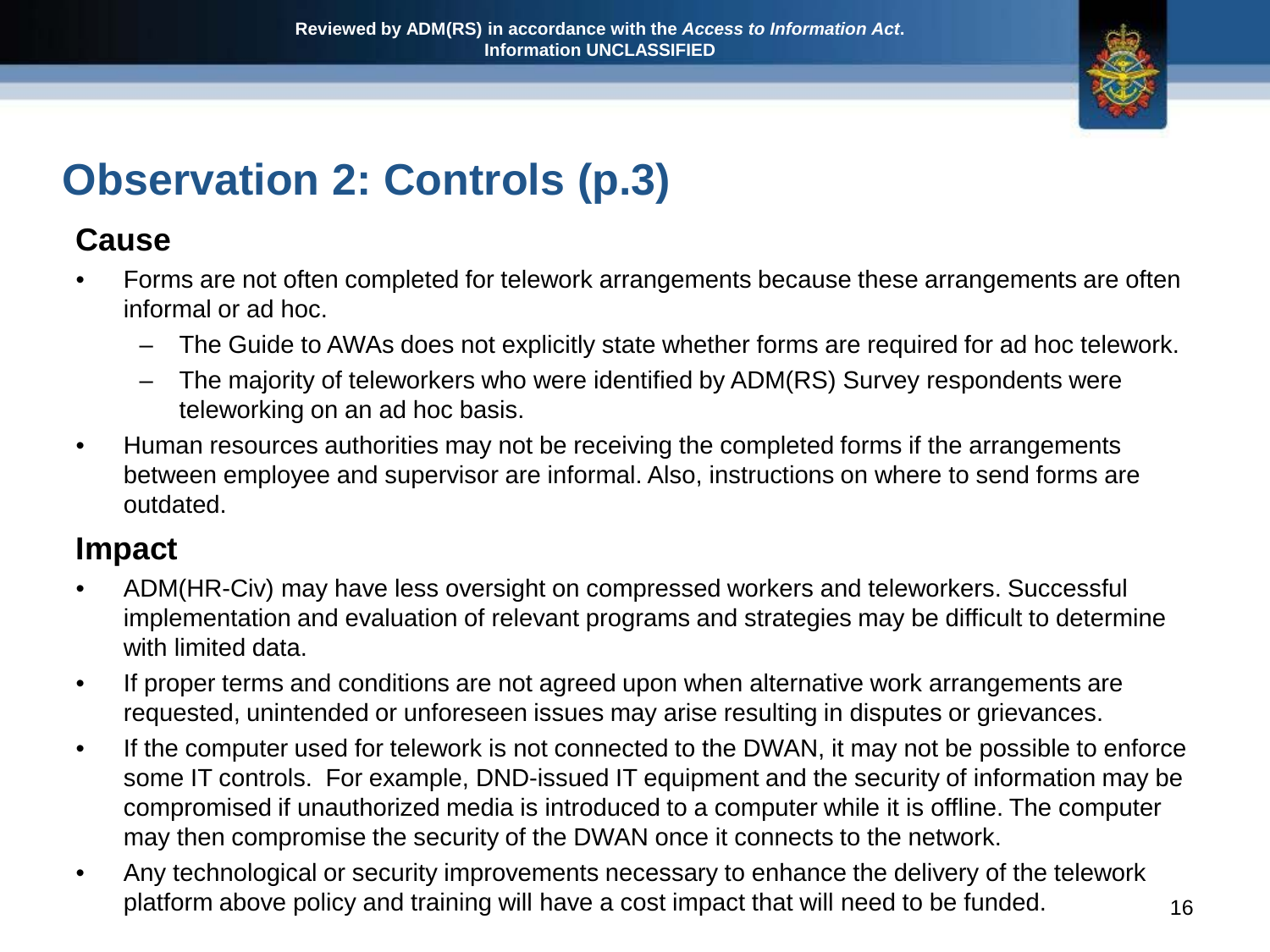# Observation 2: Controls (p.3)

## Cause

- Forms are not often completed for telework arrangements because these arrangements are often informal or ad hoc.
  - The Guide to AWAs does not explicitly state whether forms are required for ad hoc telework.
  - The majority of teleworkers who were identified by ADM(RS) Survey respondents were teleworking on an ad hoc basis.
- Human resources authorities may not be receiving the completed forms if the arrangements between employee and supervisor are informal. Also, instructions on where to send forms are outdated.

## Impact

- ADM(HR-Civ) may have less oversight on compressed workers and teleworkers. Successful implementation and evaluation of relevant programs and strategies may be difficult to determine with limited data.
- If proper terms and conditions are not agreed upon when alternative work arrangements are requested, unintended or unforeseen issues may arise resulting in disputes or grievances.
- If the computer used for telework is not connected to the DWAN, it may not be possible to enforce some IT controls. For example, DND-issued IT equipment and the security of information may be compromised if unauthorized media is introduced to a computer while it is offline. The computer may then compromise the security of the DWAN once it connects to the network.
- Any technological or security improvements necessary to enhance the delivery of the telework platform above policy and training will have a cost impact that will need to be funded.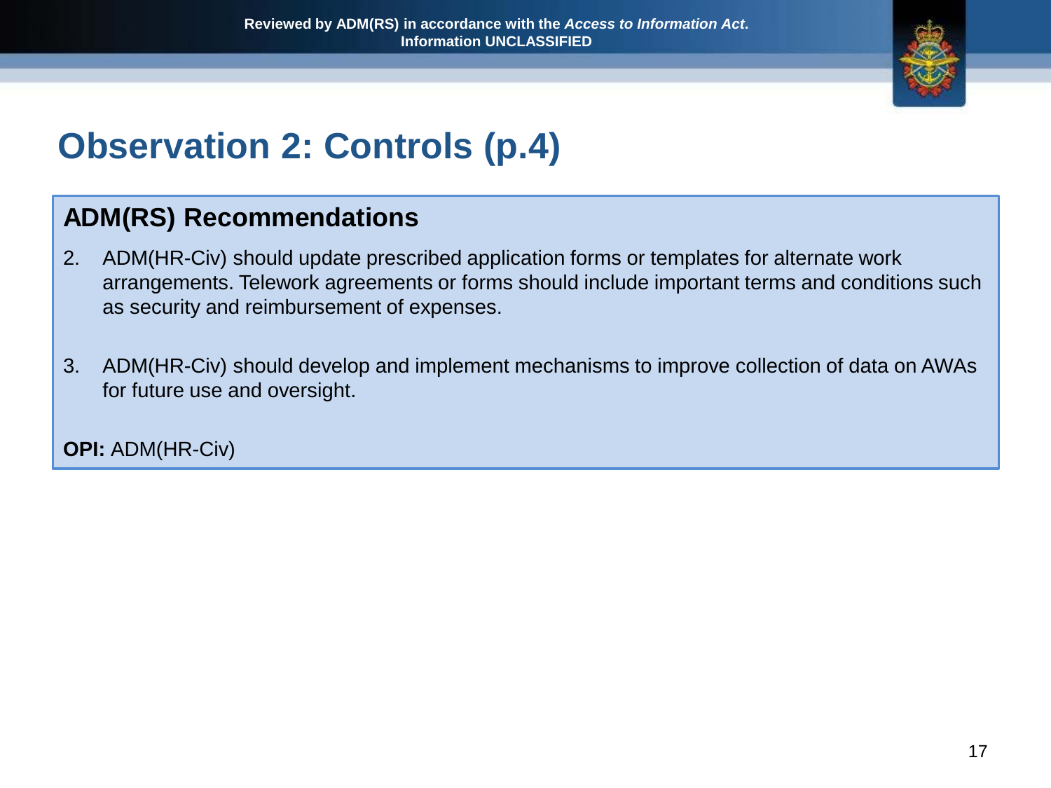# Observation 2: Controls (p.4)

## ADM(RS) Recommendations

2. ADM(HR-Civ) should update prescribed application forms or templates for alternate work arrangements. Telework agreements or forms should include important terms and conditions such as security and reimbursement of expenses.

3. ADM(HR-Civ) should develop and implement mechanisms to improve collection of data on AWAs for future use and oversight.

**OPI:** ADM(HR-Civ)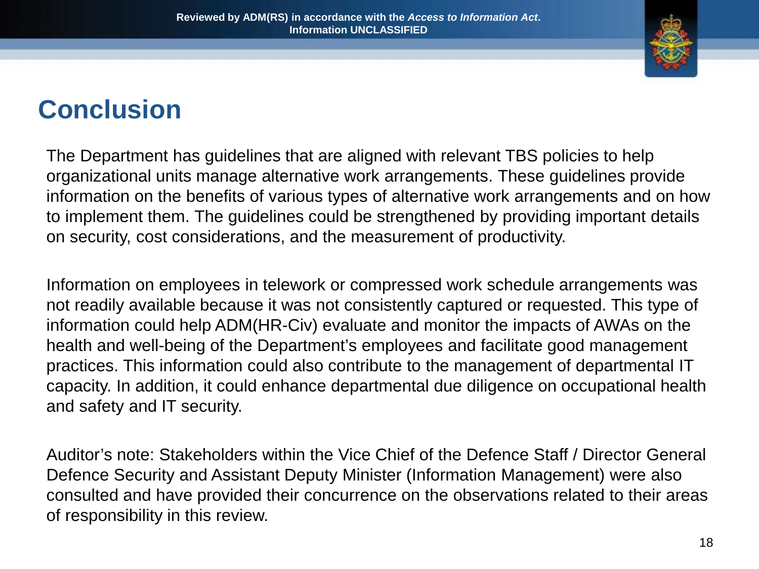# Conclusion

The Department has guidelines that are aligned with relevant TBS policies to help organizational units manage alternative work arrangements. These guidelines provide information on the benefits of various types of alternative work arrangements and on how to implement them. The guidelines could be strengthened by providing important details on security, cost considerations, and the measurement of productivity.

Information on employees in telework or compressed work schedule arrangements was not readily available because it was not consistently captured or requested. This type of information could help ADM(HR-Civ) evaluate and monitor the impacts of AWAs on the health and well-being of the Department's employees and facilitate good management practices. This information could also contribute to the management of departmental IT capacity. In addition, it could enhance departmental due diligence on occupational health and safety and IT security.

Auditor's note: Stakeholders within the Vice Chief of the Defence Staff / Director General Defence Security and Assistant Deputy Minister (Information Management) were also consulted and have provided their concurrence on the observations related to their areas of responsibility in this review.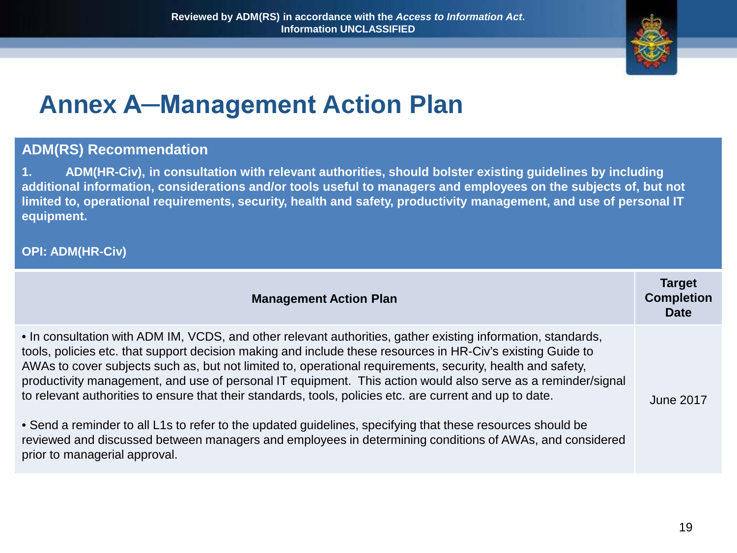Reviewed by ADM(RS) in accordance with the *Access to Information Act*.
Information UNCLASSIFIED

# Annex A—Management Action Plan

## ADM(RS) Recommendation

**1. ADM(HR-Civ), in consultation with relevant authorities, should bolster existing guidelines by including additional information, considerations and/or tools useful to managers and employees on the subjects of, but not limited to, operational requirements, security, health and safety, productivity management, and use of personal IT equipment.**

**OPI: ADM(HR-Civ)**

| Management Action Plan | Target Completion Date |
|---|---|
| • In consultation with ADM IM, VCDS, and other relevant authorities, gather existing information, standards, tools, policies etc. that support decision making and include these resources in HR-Civ's existing Guide to AWAs to cover subjects such as, but not limited to, operational requirements, security, health and safety, productivity management, and use of personal IT equipment. This action would also serve as a reminder/signal to relevant authorities to ensure that their standards, tools, policies etc. are current and up to date.<br><br>• Send a reminder to all L1s to refer to the updated guidelines, specifying that these resources should be reviewed and discussed between managers and employees in determining conditions of AWAs, and considered prior to managerial approval. | June 2017 |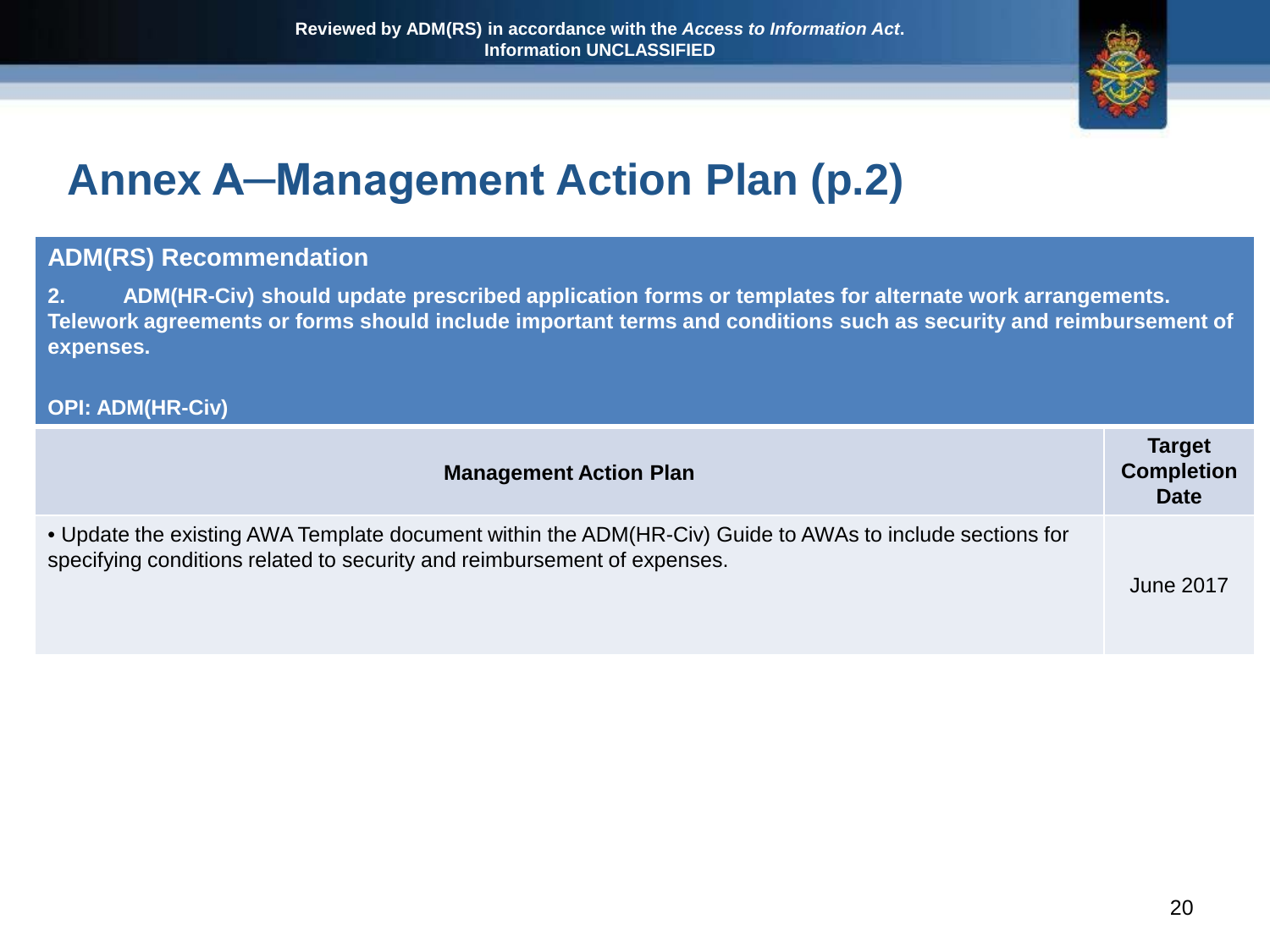Reviewed by ADM(RS) in accordance with the *Access to Information Act*.
Information UNCLASSIFIED

# Annex A–Management Action Plan (p.2)

**ADM(RS) Recommendation**

**2. ADM(HR-Civ) should update prescribed application forms or templates for alternate work arrangements. Telework agreements or forms should include important terms and conditions such as security and reimbursement of expenses.**

**OPI: ADM(HR-Civ)**

| Management Action Plan | Target Completion Date |
|---|---|
| • Update the existing AWA Template document within the ADM(HR-Civ) Guide to AWAs to include sections for specifying conditions related to security and reimbursement of expenses. | June 2017 |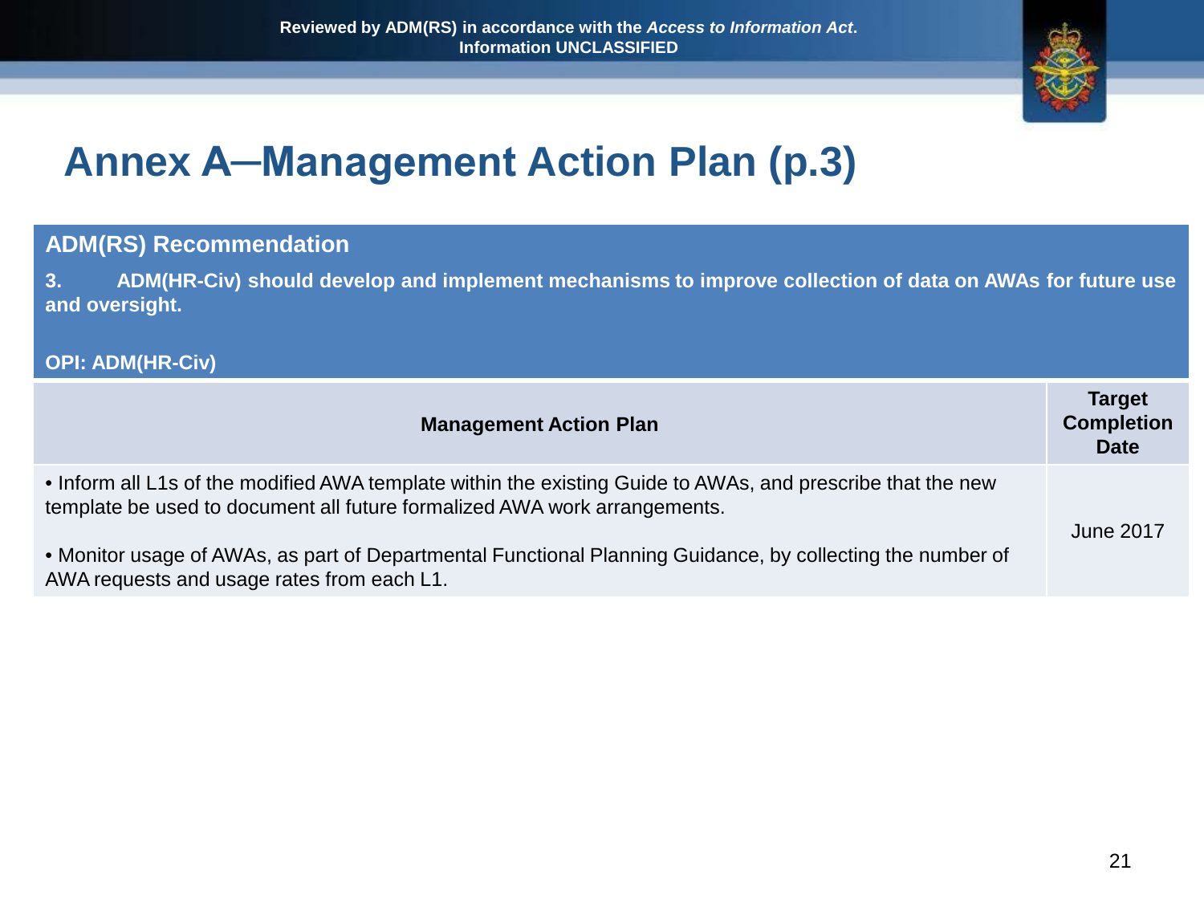# Annex A—Management Action Plan (p.3)

## ADM(RS) Recommendation

**3. ADM(HR-Civ) should develop and implement mechanisms to improve collection of data on AWAs for future use and oversight.**

**OPI: ADM(HR-Civ)**

| Management Action Plan | Target Completion Date |
|---|---|
| • Inform all L1s of the modified AWA template within the existing Guide to AWAs, and prescribe that the new template be used to document all future formalized AWA work arrangements.<br><br>• Monitor usage of AWAs, as part of Departmental Functional Planning Guidance, by collecting the number of AWA requests and usage rates from each L1. | June 2017 |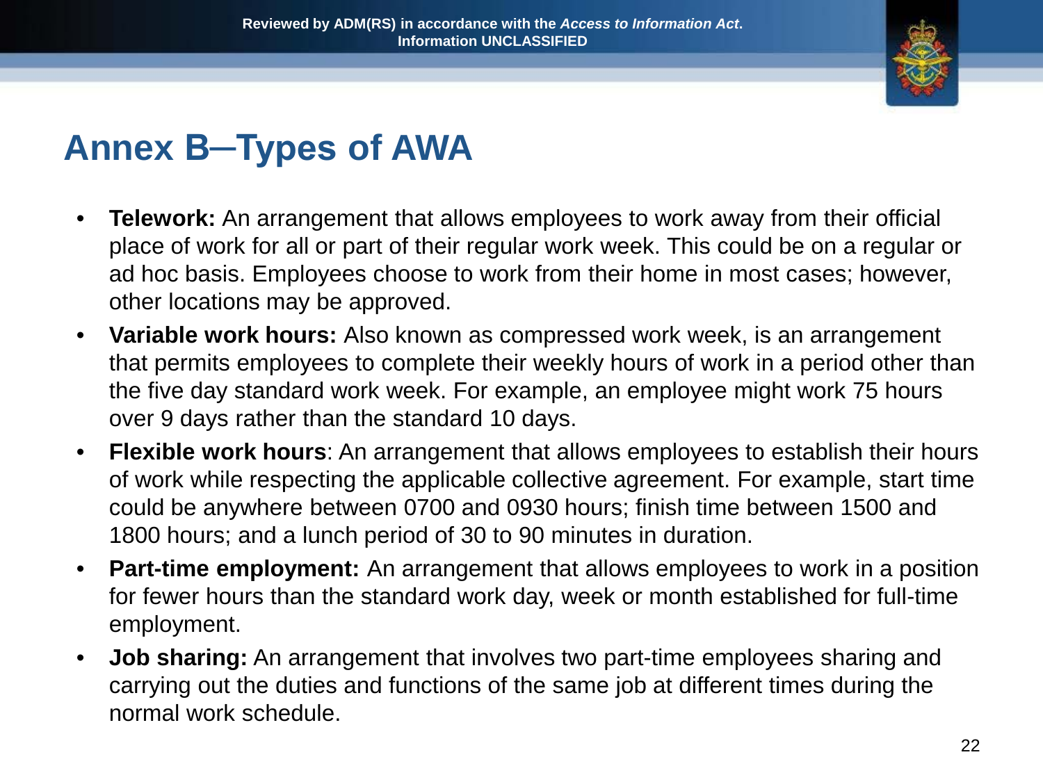# Annex B─Types of AWA

- **Telework:** An arrangement that allows employees to work away from their official place of work for all or part of their regular work week. This could be on a regular or ad hoc basis. Employees choose to work from their home in most cases; however, other locations may be approved.
- **Variable work hours:** Also known as compressed work week, is an arrangement that permits employees to complete their weekly hours of work in a period other than the five day standard work week. For example, an employee might work 75 hours over 9 days rather than the standard 10 days.
- **Flexible work hours**: An arrangement that allows employees to establish their hours of work while respecting the applicable collective agreement. For example, start time could be anywhere between 0700 and 0930 hours; finish time between 1500 and 1800 hours; and a lunch period of 30 to 90 minutes in duration.
- **Part-time employment:** An arrangement that allows employees to work in a position for fewer hours than the standard work day, week or month established for full-time employment.
- **Job sharing:** An arrangement that involves two part-time employees sharing and carrying out the duties and functions of the same job at different times during the normal work schedule.